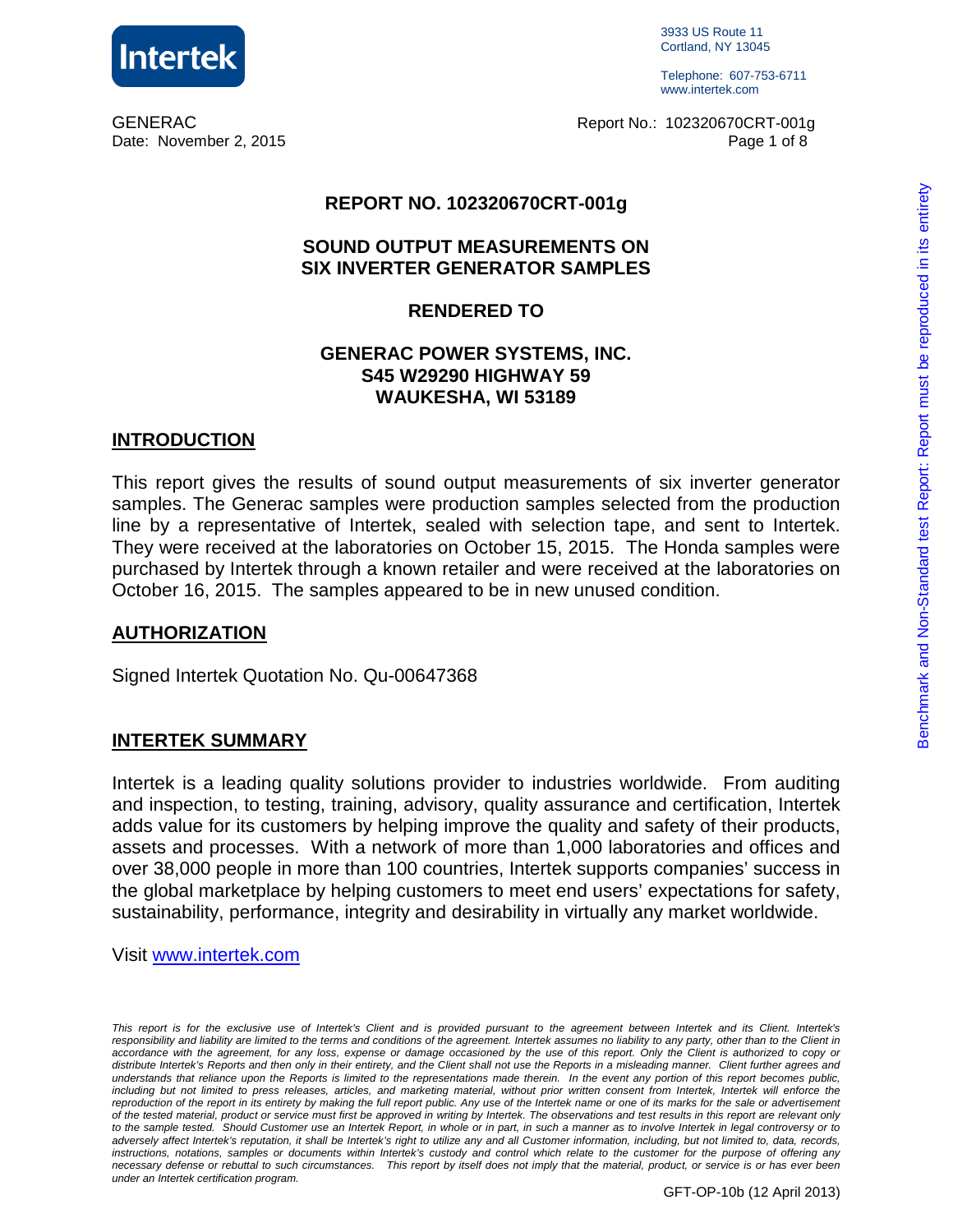GENERAC
Date: November 2, 2015

Report No.: 102320670CRT-001g

# REPORT NO. 102320670CRT-001g

## SOUND OUTPUT MEASUREMENTS ON SIX INVERTER GENERATOR SAMPLES

## RENDERED TO

## GENERAC POWER SYSTEMS, INC.
## S45 W29290 HIGHWAY 59
## WAUKESHA, WI 53189

## INTRODUCTION

This report gives the results of sound output measurements of six inverter generator samples. The Generac samples were production samples selected from the production line by a representative of Intertek, sealed with selection tape, and sent to Intertek. They were received at the laboratories on October 15, 2015. The Honda samples were purchased by Intertek through a known retailer and were received at the laboratories on October 16, 2015. The samples appeared to be in new unused condition.

## AUTHORIZATION

Signed Intertek Quotation No. Qu-00647368

## INTERTEK SUMMARY

Intertek is a leading quality solutions provider to industries worldwide. From auditing and inspection, to testing, training, advisory, quality assurance and certification, Intertek adds value for its customers by helping improve the quality and safety of their products, assets and processes. With a network of more than 1,000 laboratories and offices and over 38,000 people in more than 100 countries, Intertek supports companies' success in the global marketplace by helping customers to meet end users' expectations for safety, sustainability, performance, integrity and desirability in virtually any market worldwide.

Visit [www.intertek.com](http://www.intertek.com)

*This report is for the exclusive use of Intertek's Client and is provided pursuant to the agreement between Intertek and its Client. Intertek's responsibility and liability are limited to the terms and conditions of the agreement. Intertek assumes no liability to any party, other than to the Client in accordance with the agreement, for any loss, expense or damage occasioned by the use of this report. Only the Client is authorized to copy or distribute Intertek's Reports and then only in their entirety, and the Client shall not use the Reports in a misleading manner. Client further agrees and understands that reliance upon the Reports is limited to the representations made therein. In the event any portion of this report becomes public, including but not limited to press releases, articles, and marketing material, without prior written consent from Intertek, Intertek will enforce the reproduction of the report in its entirety by making the full report public. Any use of the Intertek name or one of its marks for the sale or advertisement of the tested material, product or service must first be approved in writing by Intertek. The observations and test results in this report are relevant only to the sample tested. Should Customer use an Intertek Report, in whole or in part, in such a manner as to involve Intertek in legal controversy or to adversely affect Intertek's reputation, it shall be Intertek's right to utilize any and all Customer information, including, but not limited to, data, records, instructions, notations, samples or documents within Intertek's custody and control which relate to the customer for the purpose of offering any necessary defense or rebuttal to such circumstances. This report by itself does not imply that the material, product, or service is or has ever been under an Intertek certification program.*

GFT-OP-10b (12 April 2013)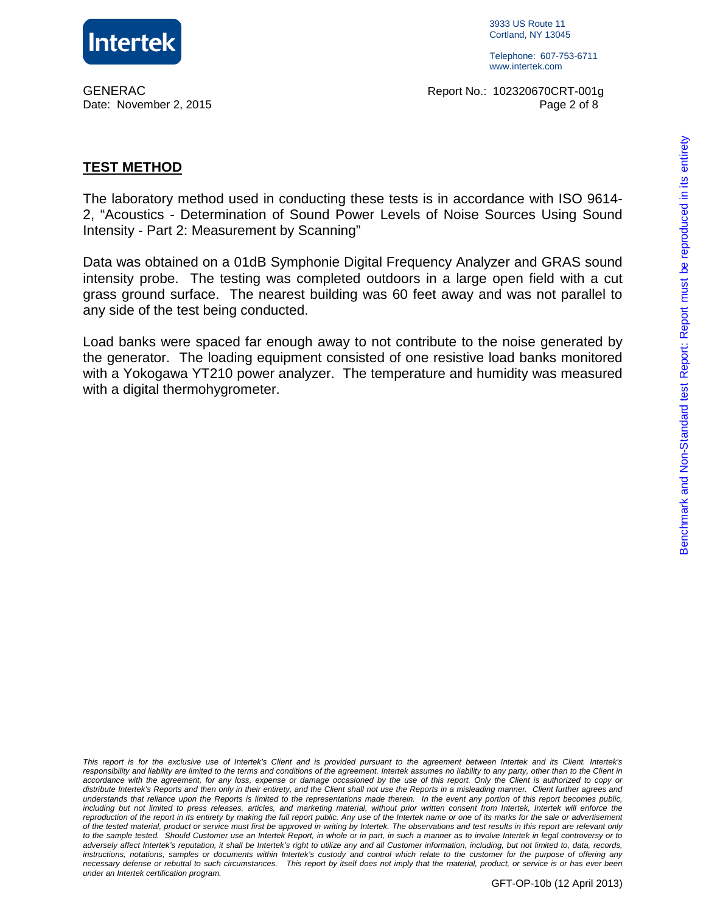## TEST METHOD

The laboratory method used in conducting these tests is in accordance with ISO 9614-2, "Acoustics - Determination of Sound Power Levels of Noise Sources Using Sound Intensity - Part 2: Measurement by Scanning"

Data was obtained on a 01dB Symphonie Digital Frequency Analyzer and GRAS sound intensity probe. The testing was completed outdoors in a large open field with a cut grass ground surface. The nearest building was 60 feet away and was not parallel to any side of the test being conducted.

Load banks were spaced far enough away to not contribute to the noise generated by the generator. The loading equipment consisted of one resistive load banks monitored with a Yokogawa YT210 power analyzer. The temperature and humidity was measured with a digital thermohygrometer.

*This report is for the exclusive use of Intertek's Client and is provided pursuant to the agreement between Intertek and its Client. Intertek's responsibility and liability are limited to the terms and conditions of the agreement. Intertek assumes no liability to any party, other than to the Client in accordance with the agreement, for any loss, expense or damage occasioned by the use of this report. Only the Client is authorized to copy or distribute Intertek's Reports and then only in their entirety, and the Client shall not use the Reports in a misleading manner. Client further agrees and understands that reliance upon the Reports is limited to the representations made therein. In the event any portion of this report becomes public, including but not limited to press releases, articles, and marketing material, without prior written consent from Intertek, Intertek will enforce the reproduction of the report in its entirety by making the full report public. Any use of the Intertek name or one of its marks for the sale or advertisement of the tested material, product or service must first be approved in writing by Intertek. The observations and test results in this report are relevant only to the sample tested. Should Customer use an Intertek Report, in whole or in part, in such a manner as to involve Intertek in legal controversy or to adversely affect Intertek's reputation, it shall be Intertek's right to utilize any and all Customer information, including, but not limited to, data, records, instructions, notations, samples or documents within Intertek's custody and control which relate to the customer for the purpose of offering any necessary defense or rebuttal to such circumstances. This report by itself does not imply that the material, product, or service is or has ever been under an Intertek certification program.*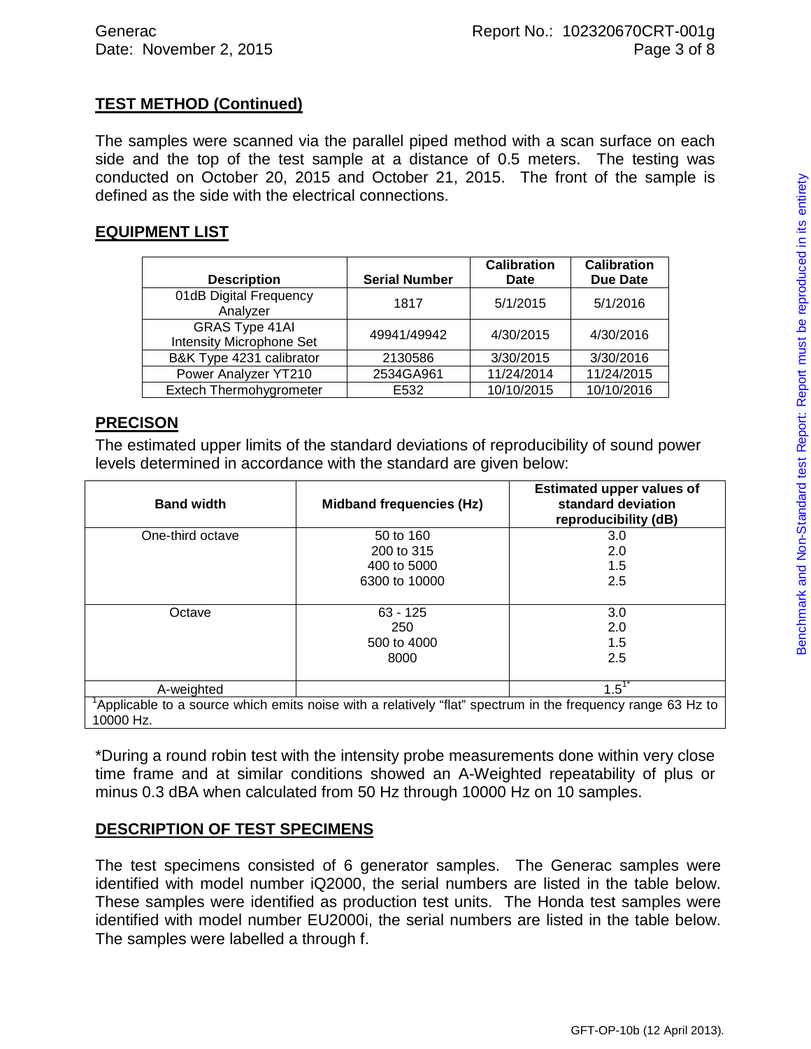## TEST METHOD (Continued)

The samples were scanned via the parallel piped method with a scan surface on each side and the top of the test sample at a distance of 0.5 meters. The testing was conducted on October 20, 2015 and October 21, 2015. The front of the sample is defined as the side with the electrical connections.

## EQUIPMENT LIST

| Description | Serial Number | Calibration Date | Calibration Due Date |
|---|---|---|---|
| 01dB Digital Frequency Analyzer | 1817 | 5/1/2015 | 5/1/2016 |
| GRAS Type 41AI Intensity Microphone Set | 49941/49942 | 4/30/2015 | 4/30/2016 |
| B&K Type 4231 calibrator | 2130586 | 3/30/2015 | 3/30/2016 |
| Power Analyzer YT210 | 2534GA961 | 11/24/2014 | 11/24/2015 |
| Extech Thermohygrometer | E532 | 10/10/2015 | 10/10/2016 |

## PRECISON

The estimated upper limits of the standard deviations of reproducibility of sound power levels determined in accordance with the standard are given below:

| Band width | Midband frequencies (Hz) | Estimated upper values of standard deviation reproducibility (dB) |
|---|---|---|
| One-third octave | 50 to 160<br>200 to 315<br>400 to 5000<br>6300 to 10000 | 3.0<br>2.0<br>1.5<br>2.5 |
| Octave | 63 - 125<br>250<br>500 to 4000<br>8000 | 3.0<br>2.0<br>1.5<br>2.5 |
| A-weighted | | 1.5[1*] |

[1]Applicable to a source which emits noise with a relatively "flat" spectrum in the frequency range 63 Hz to 10000 Hz.

*During a round robin test with the intensity probe measurements done within very close time frame and at similar conditions showed an A-Weighted repeatability of plus or minus 0.3 dBA when calculated from 50 Hz through 10000 Hz on 10 samples.

## DESCRIPTION OF TEST SPECIMENS

The test specimens consisted of 6 generator samples. The Generac samples were identified with model number iQ2000, the serial numbers are listed in the table below. These samples were identified as production test units. The Honda test samples were identified with model number EU2000i, the serial numbers are listed in the table below. The samples were labelled a through f.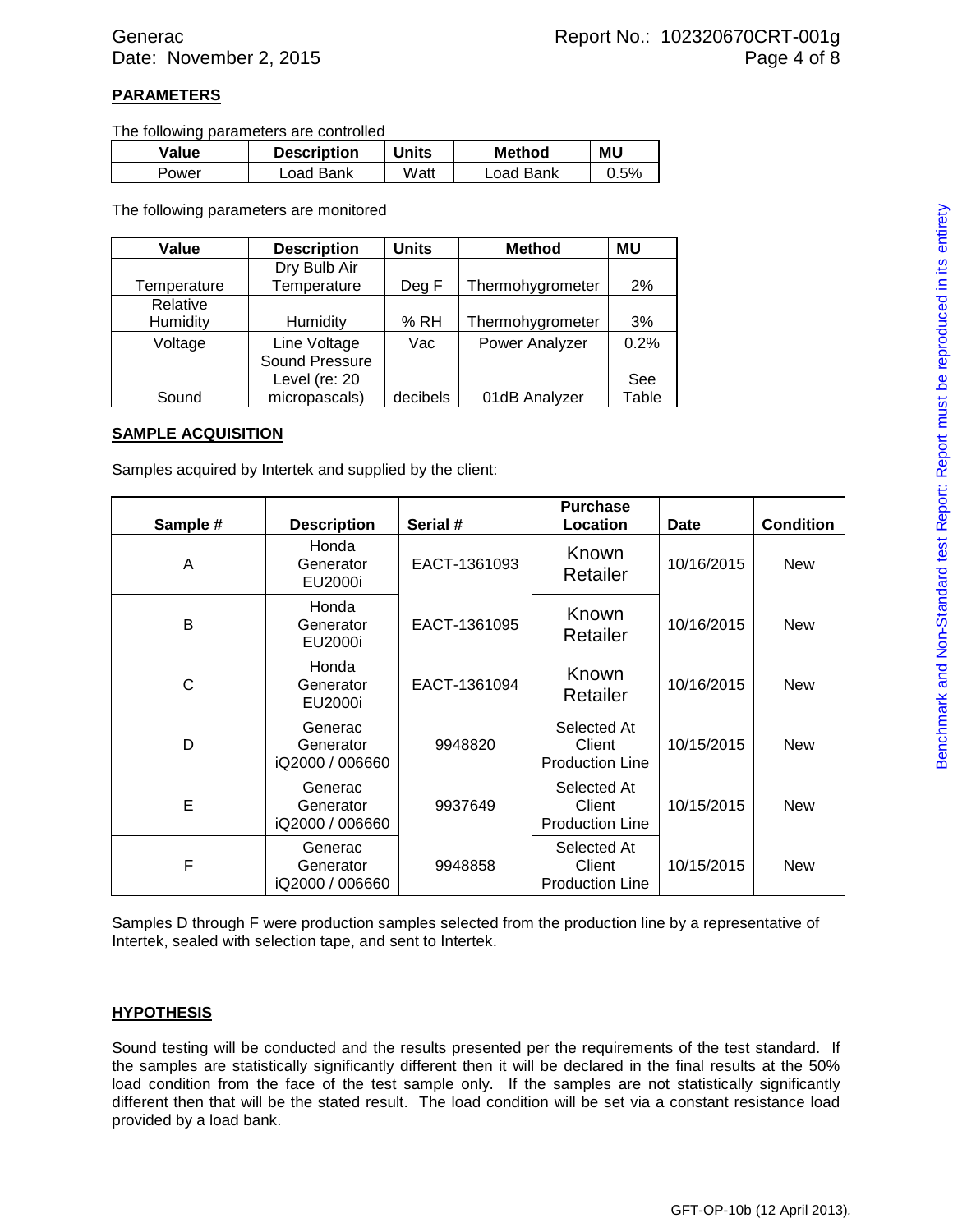## PARAMETERS

The following parameters are controlled

| Value | Description | Units | Method | MU |
|---|---|---|---|---|
| Power | Load Bank | Watt | Load Bank | 0.5% |

The following parameters are monitored

| Value | Description | Units | Method | MU |
|---|---|---|---|---|
| Temperature | Dry Bulb Air Temperature | Deg F | Thermohygrometer | 2% |
| Relative Humidity | Humidity | % RH | Thermohygrometer | 3% |
| Voltage | Line Voltage | Vac | Power Analyzer | 0.2% |
| Sound | Sound Pressure Level (re: 20 micropascals) | decibels | 01dB Analyzer | See Table |

## SAMPLE ACQUISITION

Samples acquired by Intertek and supplied by the client:

| Sample # | Description | Serial # | Purchase Location | Date | Condition |
|---|---|---|---|---|---|
| A | Honda Generator EU2000i | EACT-1361093 | Known Retailer | 10/16/2015 | New |
| B | Honda Generator EU2000i | EACT-1361095 | Known Retailer | 10/16/2015 | New |
| C | Honda Generator EU2000i | EACT-1361094 | Known Retailer | 10/16/2015 | New |
| D | Generac Generator iQ2000 / 006660 | 9948820 | Selected At Client Production Line | 10/15/2015 | New |
| E | Generac Generator iQ2000 / 006660 | 9937649 | Selected At Client Production Line | 10/15/2015 | New |
| F | Generac Generator iQ2000 / 006660 | 9948858 | Selected At Client Production Line | 10/15/2015 | New |

Samples D through F were production samples selected from the production line by a representative of Intertek, sealed with selection tape, and sent to Intertek.

## HYPOTHESIS

Sound testing will be conducted and the results presented per the requirements of the test standard. If the samples are statistically significantly different then it will be declared in the final results at the 50% load condition from the face of the test sample only. If the samples are not statistically significantly different then that will be the stated result. The load condition will be set via a constant resistance load provided by a load bank.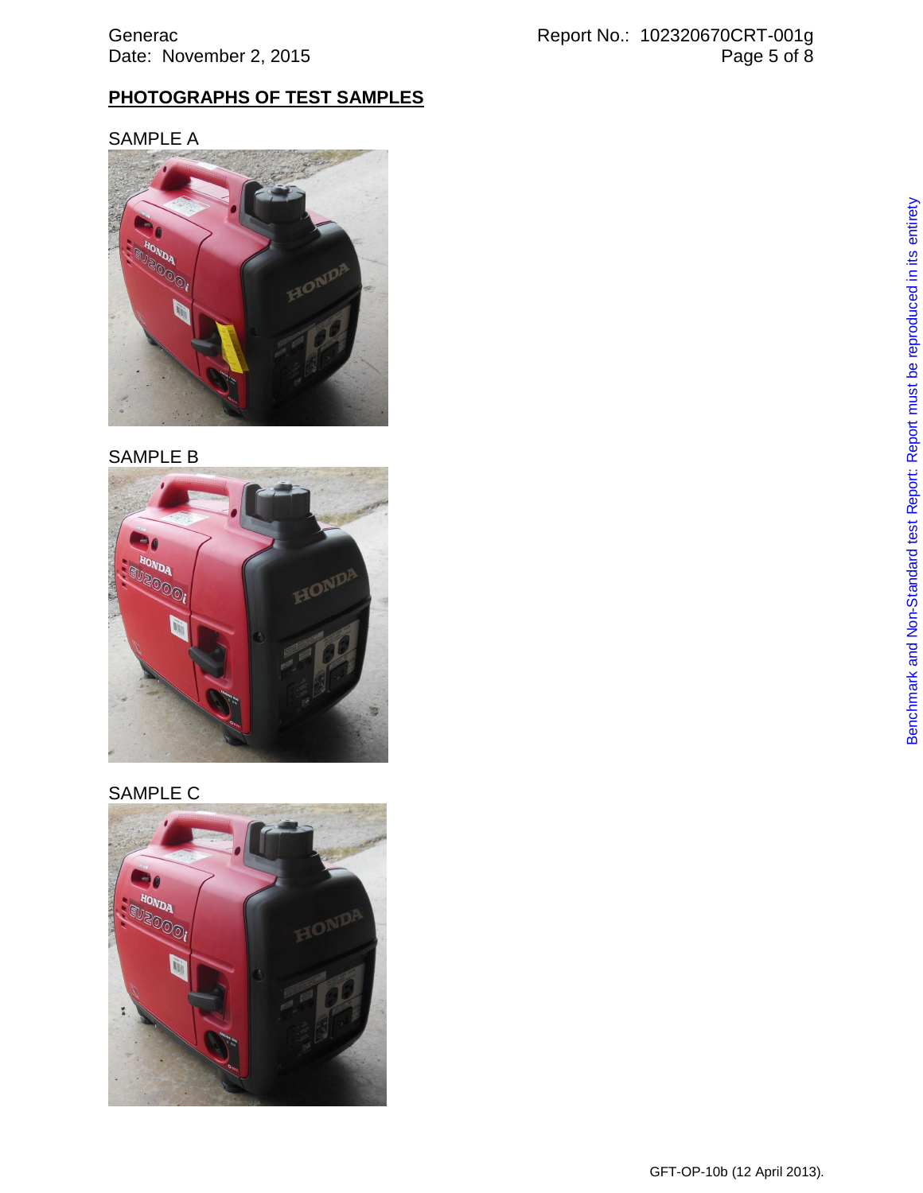## PHOTOGRAPHS OF TEST SAMPLES

SAMPLE A

SAMPLE B

SAMPLE C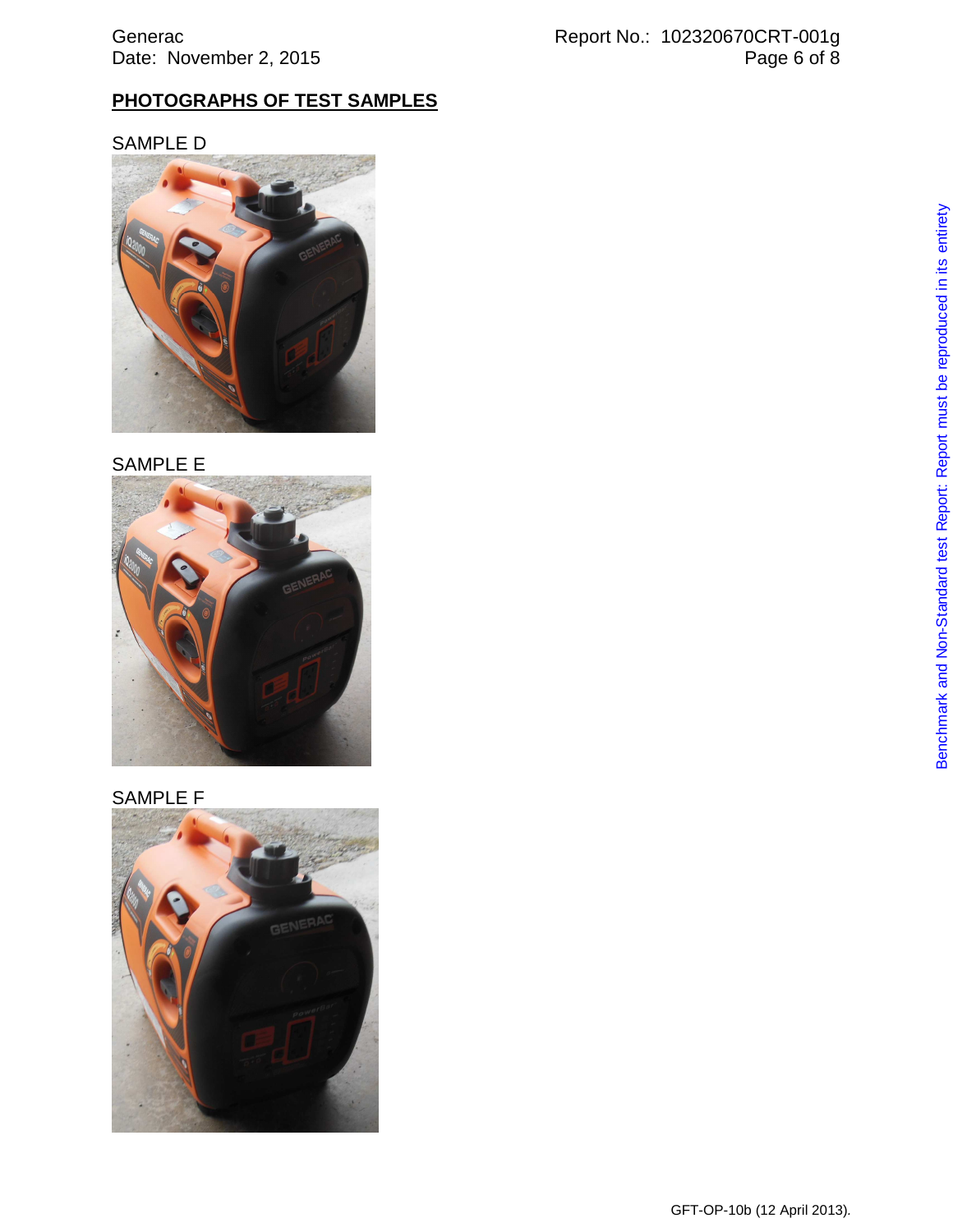## PHOTOGRAPHS OF TEST SAMPLES

SAMPLE D

SAMPLE E

SAMPLE F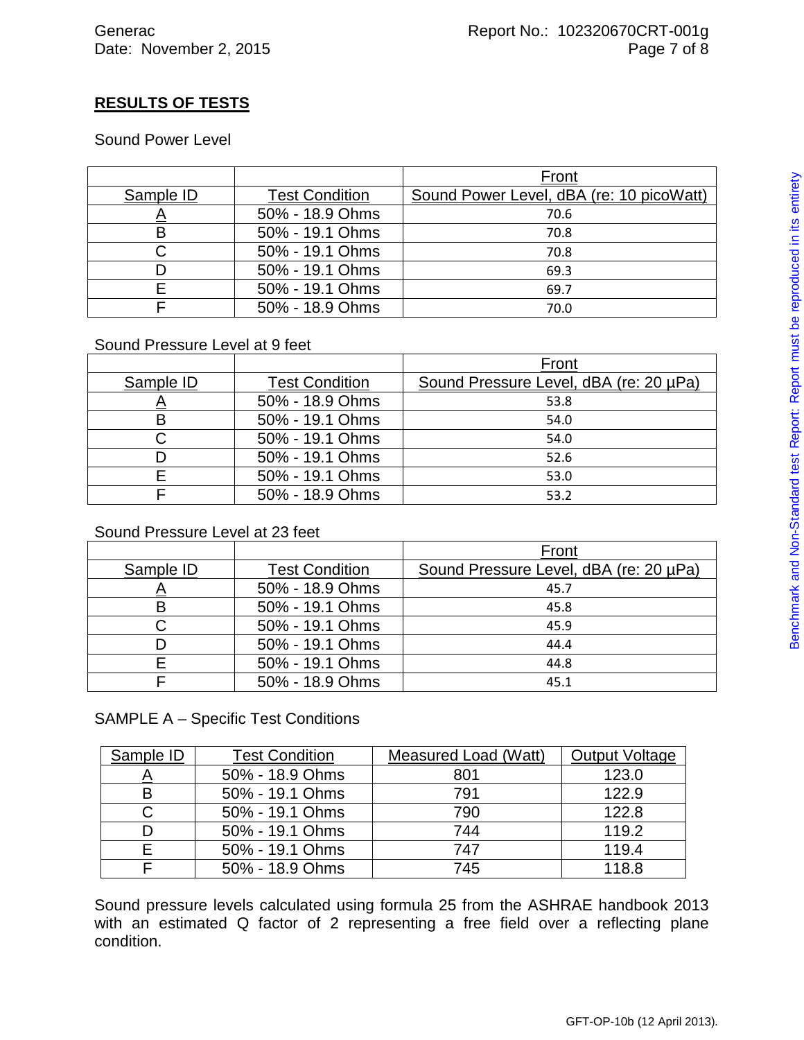## RESULTS OF TESTS

Sound Power Level

| | | Front |
|---|---|---|
| Sample ID | Test Condition | Sound Power Level, dBA (re: 10 picoWatt) |
| A | 50% - 18.9 Ohms | 70.6 |
| B | 50% - 19.1 Ohms | 70.8 |
| C | 50% - 19.1 Ohms | 70.8 |
| D | 50% - 19.1 Ohms | 69.3 |
| E | 50% - 19.1 Ohms | 69.7 |
| F | 50% - 18.9 Ohms | 70.0 |

Sound Pressure Level at 9 feet

| | | Front |
|---|---|---|
| Sample ID | Test Condition | Sound Pressure Level, dBA (re: 20 µPa) |
| A | 50% - 18.9 Ohms | 53.8 |
| B | 50% - 19.1 Ohms | 54.0 |
| C | 50% - 19.1 Ohms | 54.0 |
| D | 50% - 19.1 Ohms | 52.6 |
| E | 50% - 19.1 Ohms | 53.0 |
| F | 50% - 18.9 Ohms | 53.2 |

Sound Pressure Level at 23 feet

| | | Front |
|---|---|---|
| Sample ID | Test Condition | Sound Pressure Level, dBA (re: 20 µPa) |
| A | 50% - 18.9 Ohms | 45.7 |
| B | 50% - 19.1 Ohms | 45.8 |
| C | 50% - 19.1 Ohms | 45.9 |
| D | 50% - 19.1 Ohms | 44.4 |
| E | 50% - 19.1 Ohms | 44.8 |
| F | 50% - 18.9 Ohms | 45.1 |

SAMPLE A – Specific Test Conditions

| Sample ID | Test Condition | Measured Load (Watt) | Output Voltage |
|---|---|---|---|
| A | 50% - 18.9 Ohms | 801 | 123.0 |
| B | 50% - 19.1 Ohms | 791 | 122.9 |
| C | 50% - 19.1 Ohms | 790 | 122.8 |
| D | 50% - 19.1 Ohms | 744 | 119.2 |
| E | 50% - 19.1 Ohms | 747 | 119.4 |
| F | 50% - 18.9 Ohms | 745 | 118.8 |

Sound pressure levels calculated using formula 25 from the ASHRAE handbook 2013 with an estimated Q factor of 2 representing a free field over a reflecting plane condition.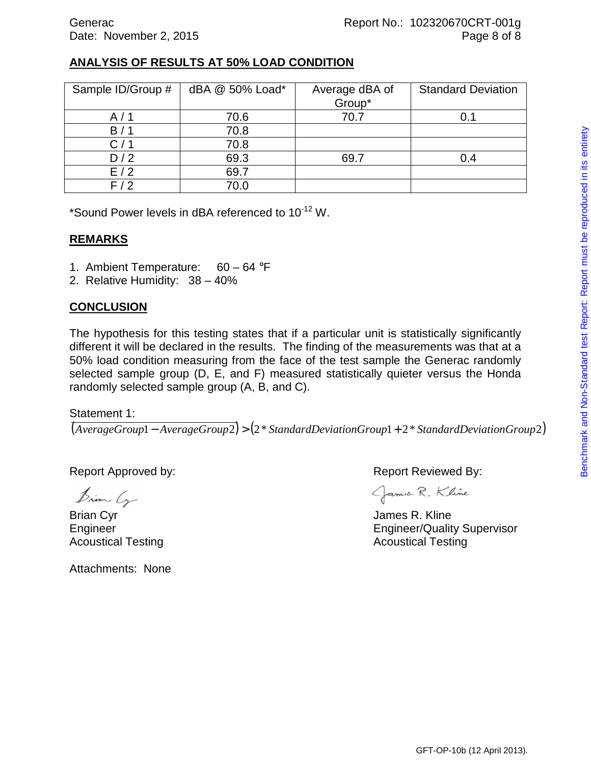## ANALYSIS OF RESULTS AT 50% LOAD CONDITION

| Sample ID/Group # | dBA @ 50% Load* | Average dBA of Group* | Standard Deviation |
|---|---|---|---|
| A / 1 | 70.6 | 70.7 | 0.1 |
| B / 1 | 70.8 | | |
| C / 1 | 70.8 | | |
| D / 2 | 69.3 | 69.7 | 0.4 |
| E / 2 | 69.7 | | |
| F / 2 | 70.0 | | |

*Sound Power levels in dBA referenced to $10^{-12}$ W.

## REMARKS

1. Ambient Temperature: 60 – 64 °F
2. Relative Humidity: 38 – 40%

## CONCLUSION

The hypothesis for this testing states that if a particular unit is statistically significantly different it will be declared in the results. The finding of the measurements was that at a 50% load condition measuring from the face of the test sample the Generac randomly selected sample group (D, E, and F) measured statistically quieter versus the Honda randomly selected sample group (A, B, and C).

Statement 1:

$$(AverageGroup1 - AverageGroup2) > (2 * StandardDeviationGroup1 + 2 * StandardDeviationGroup2)$$

Report Approved by:

Brian Cyr
Engineer
Acoustical Testing

Report Reviewed By:

James R. Kline
Engineer/Quality Supervisor
Acoustical Testing

Attachments: None